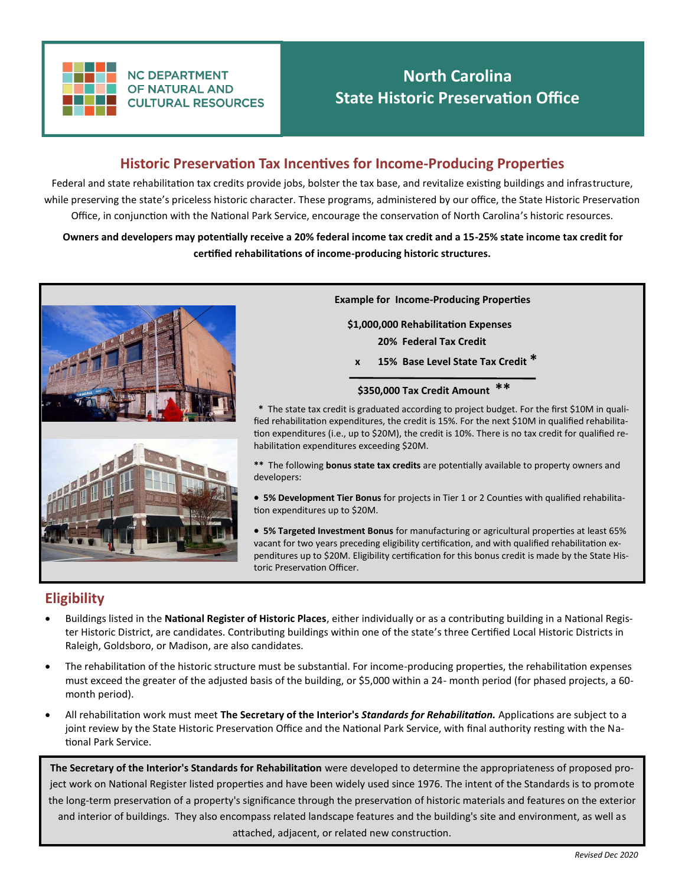NC DEPARTMENT OF NATURAL AND CULTURAL RESOURCES

# North Carolina State Historic Preservation Office

## Historic Preservation Tax Incentives for Income-Producing Properties

Federal and state rehabilitation tax credits provide jobs, bolster the tax base, and revitalize existing buildings and infrastructure, while preserving the state's priceless historic character. These programs, administered by our office, the State Historic Preservation Office, in conjunction with the National Park Service, encourage the conservation of North Carolina's historic resources.

**Owners and developers may potentially receive a 20% federal income tax credit and a 15-25% state income tax credit for certified rehabilitations of income-producing historic structures.**

**Example for Income-Producing Properties**

**$1,000,000 Rehabilitation Expenses**

**20% Federal Tax Credit**

**x 15% Base Level State Tax Credit \***

**$350,000 Tax Credit Amount \*\***

\* The state tax credit is graduated according to project budget. For the first $10M in qualified rehabilitation expenditures, the credit is 15%. For the next $10M in qualified rehabilitation expenditures (i.e., up to $20M), the credit is 10%. There is no tax credit for qualified rehabilitation expenditures exceeding $20M.

\*\* The following **bonus state tax credits** are potentially available to property owners and developers:

- **5% Development Tier Bonus** for projects in Tier 1 or 2 Counties with qualified rehabilitation expenditures up to $20M.
- **5% Targeted Investment Bonus** for manufacturing or agricultural properties at least 65% vacant for two years preceding eligibility certification, and with qualified rehabilitation expenditures up to $20M. Eligibility certification for this bonus credit is made by the State Historic Preservation Officer.

## Eligibility

- Buildings listed in the **National Register of Historic Places**, either individually or as a contributing building in a National Register Historic District, are candidates. Contributing buildings within one of the state's three Certified Local Historic Districts in Raleigh, Goldsboro, or Madison, are also candidates.
- The rehabilitation of the historic structure must be substantial. For income-producing properties, the rehabilitation expenses must exceed the greater of the adjusted basis of the building, or $5,000 within a 24- month period (for phased projects, a 60-month period).
- All rehabilitation work must meet **The Secretary of the Interior's *Standards for Rehabilitation.*** Applications are subject to a joint review by the State Historic Preservation Office and the National Park Service, with final authority resting with the National Park Service.

**The Secretary of the Interior's Standards for Rehabilitation** were developed to determine the appropriateness of proposed project work on National Register listed properties and have been widely used since 1976. The intent of the Standards is to promote the long-term preservation of a property's significance through the preservation of historic materials and features on the exterior and interior of buildings. They also encompass related landscape features and the building's site and environment, as well as attached, adjacent, or related new construction.

*Revised Dec 2020*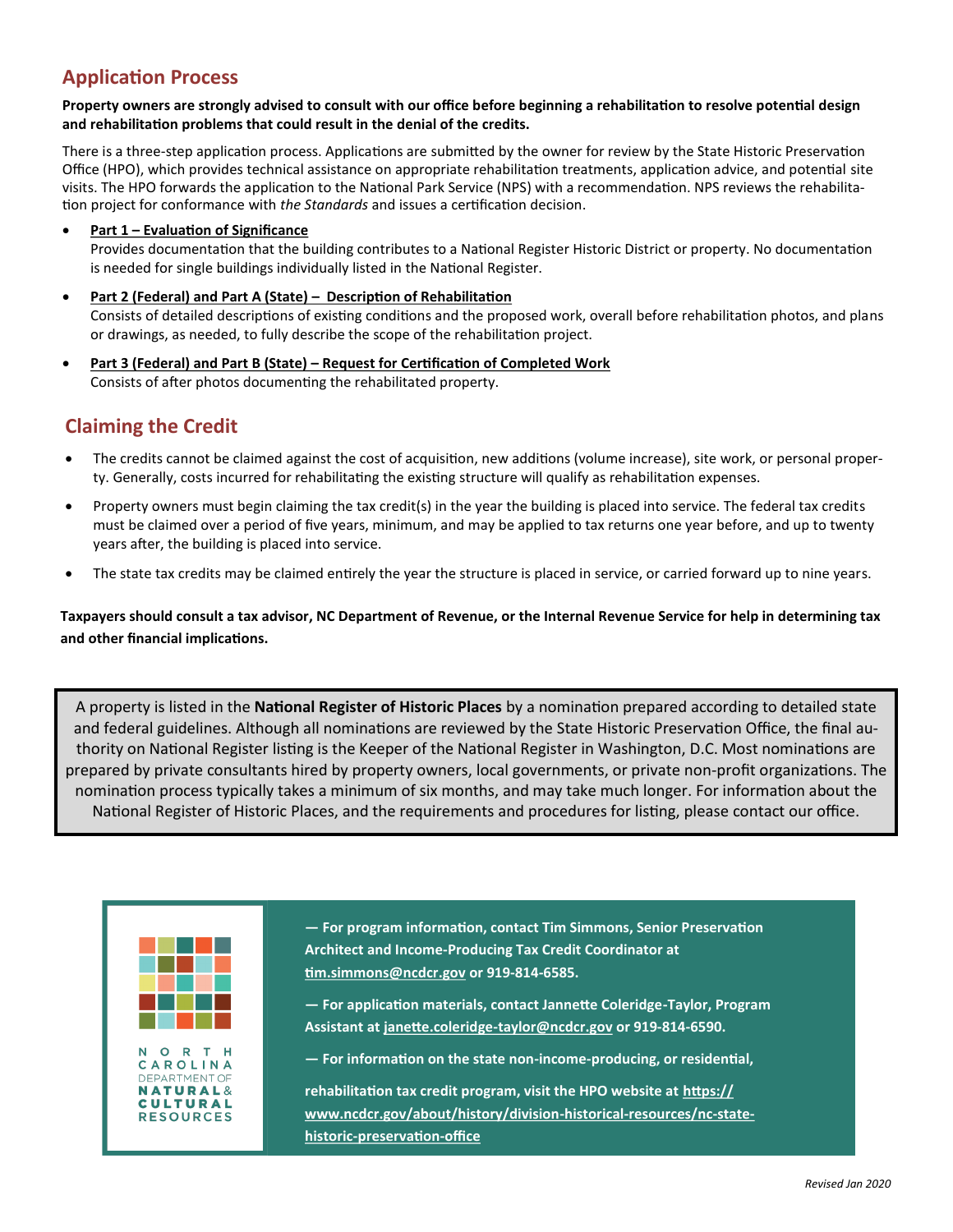## Application Process

**Property owners are strongly advised to consult with our office before beginning a rehabilitation to resolve potential design and rehabilitation problems that could result in the denial of the credits.**

There is a three-step application process. Applications are submitted by the owner for review by the State Historic Preservation Office (HPO), which provides technical assistance on appropriate rehabilitation treatments, application advice, and potential site visits. The HPO forwards the application to the National Park Service (NPS) with a recommendation. NPS reviews the rehabilitation project for conformance with *the Standards* and issues a certification decision.

- **Part 1 – Evaluation of Significance**
  Provides documentation that the building contributes to a National Register Historic District or property. No documentation is needed for single buildings individually listed in the National Register.
- **Part 2 (Federal) and Part A (State) – Description of Rehabilitation**
  Consists of detailed descriptions of existing conditions and the proposed work, overall before rehabilitation photos, and plans or drawings, as needed, to fully describe the scope of the rehabilitation project.
- **Part 3 (Federal) and Part B (State) – Request for Certification of Completed Work**
  Consists of after photos documenting the rehabilitated property.

## Claiming the Credit

- The credits cannot be claimed against the cost of acquisition, new additions (volume increase), site work, or personal property. Generally, costs incurred for rehabilitating the existing structure will qualify as rehabilitation expenses.
- Property owners must begin claiming the tax credit(s) in the year the building is placed into service. The federal tax credits must be claimed over a period of five years, minimum, and may be applied to tax returns one year before, and up to twenty years after, the building is placed into service.
- The state tax credits may be claimed entirely the year the structure is placed in service, or carried forward up to nine years.

**Taxpayers should consult a tax advisor, NC Department of Revenue, or the Internal Revenue Service for help in determining tax and other financial implications.**

A property is listed in the **National Register of Historic Places** by a nomination prepared according to detailed state and federal guidelines. Although all nominations are reviewed by the State Historic Preservation Office, the final authority on National Register listing is the Keeper of the National Register in Washington, D.C. Most nominations are prepared by private consultants hired by property owners, local governments, or private non-profit organizations. The nomination process typically takes a minimum of six months, and may take much longer. For information about the National Register of Historic Places, and the requirements and procedures for listing, please contact our office.

NORTH CAROLINA DEPARTMENT OF NATURAL & CULTURAL RESOURCES

**— For program information, contact Tim Simmons, Senior Preservation Architect and Income-Producing Tax Credit Coordinator at tim.simmons@ncdcr.gov or 919-814-6585.**

**— For application materials, contact Jannette Coleridge-Taylor, Program Assistant at janette.coleridge-taylor@ncdcr.gov or 919-814-6590.**

**— For information on the state non-income-producing, or residential, rehabilitation tax credit program, visit the HPO website at https://www.ncdcr.gov/about/history/division-historical-resources/nc-state-historic-preservation-office**

*Revised Jan 2020*